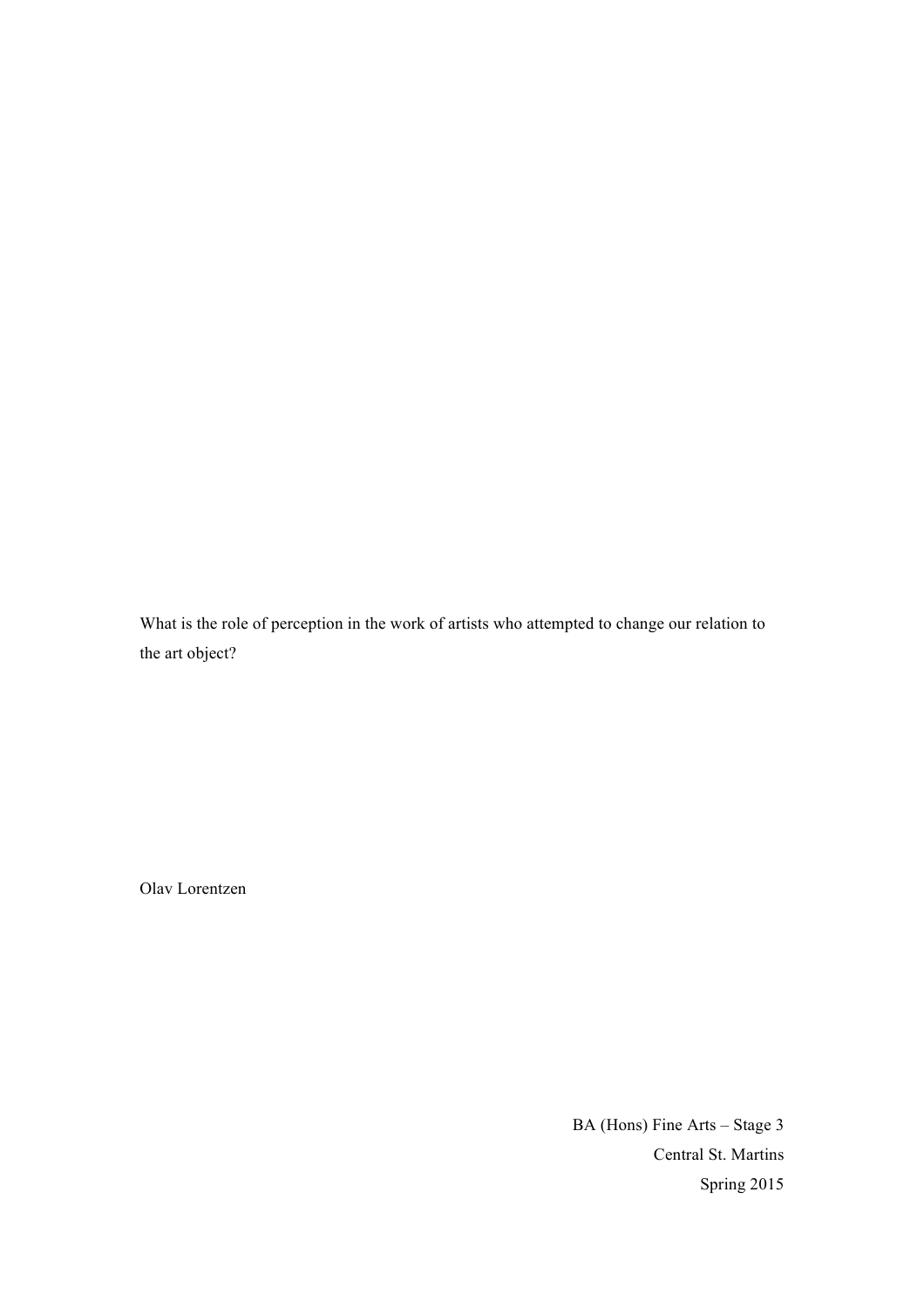What is the role of perception in the work of artists who attempted to change our relation to the art object?

Olav Lorentzen

BA (Hons) Fine Arts – Stage 3
Central St. Martins
Spring 2015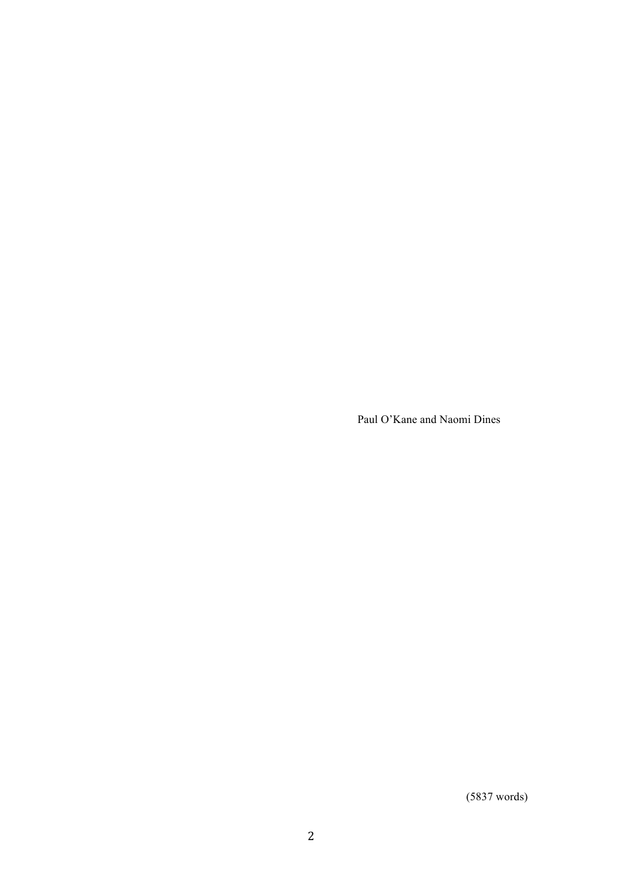Paul O'Kane and Naomi Dines

(5837 words)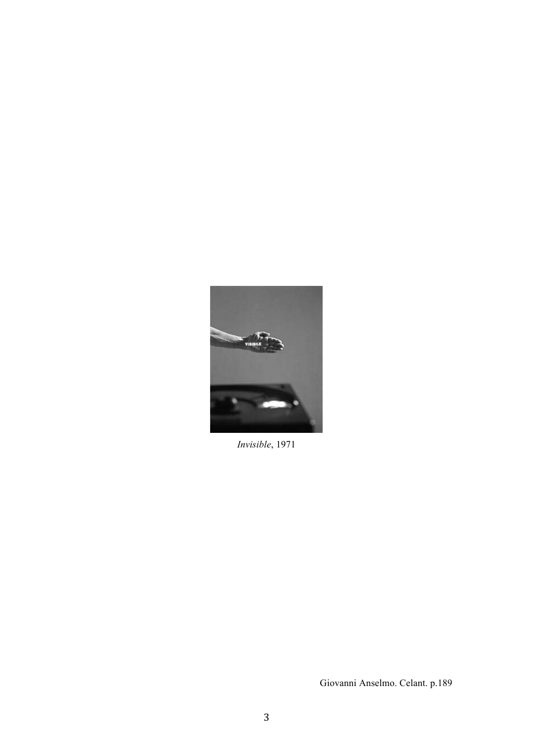*Invisible*, 1971

Giovanni Anselmo. Celant. p.189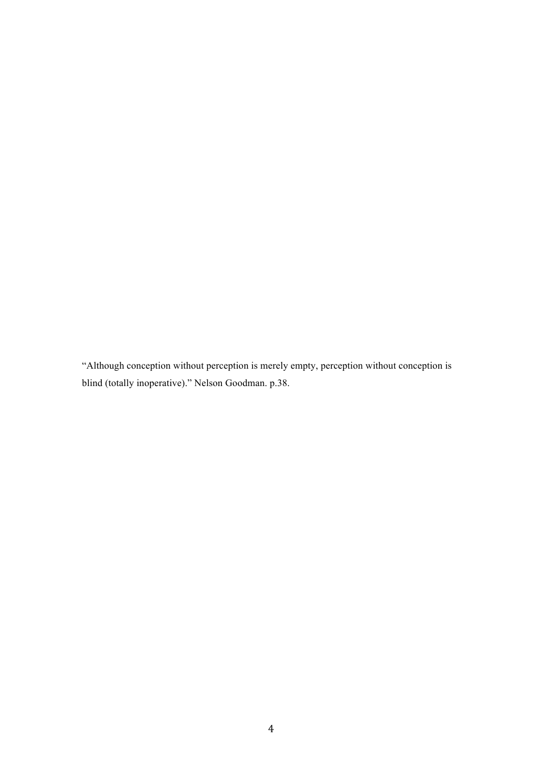"Although conception without perception is merely empty, perception without conception is blind (totally inoperative)." Nelson Goodman. p.38.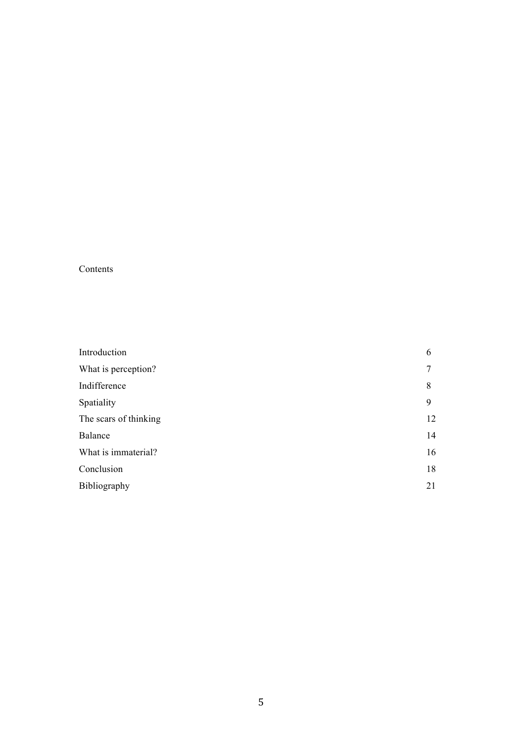# Contents

| | |
|---|---|
| Introduction | 6 |
| What is perception? | 7 |
| Indifference | 8 |
| Spatiality | 9 |
| The scars of thinking | 12 |
| Balance | 14 |
| What is immaterial? | 16 |
| Conclusion | 18 |
| Bibliography | 21 |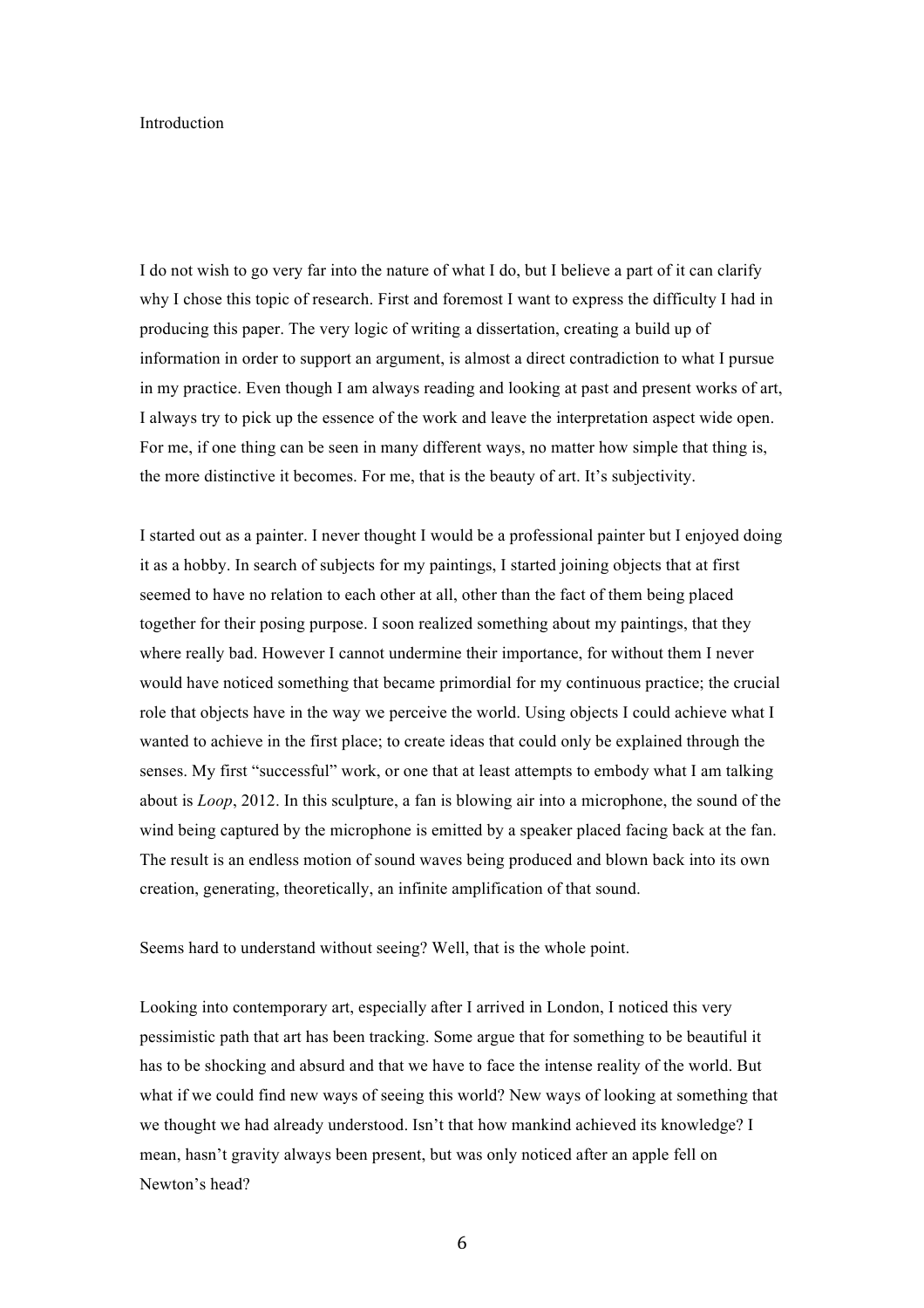# Introduction

I do not wish to go very far into the nature of what I do, but I believe a part of it can clarify why I chose this topic of research. First and foremost I want to express the difficulty I had in producing this paper. The very logic of writing a dissertation, creating a build up of information in order to support an argument, is almost a direct contradiction to what I pursue in my practice. Even though I am always reading and looking at past and present works of art, I always try to pick up the essence of the work and leave the interpretation aspect wide open. For me, if one thing can be seen in many different ways, no matter how simple that thing is, the more distinctive it becomes. For me, that is the beauty of art. It's subjectivity.

I started out as a painter. I never thought I would be a professional painter but I enjoyed doing it as a hobby. In search of subjects for my paintings, I started joining objects that at first seemed to have no relation to each other at all, other than the fact of them being placed together for their posing purpose. I soon realized something about my paintings, that they where really bad. However I cannot undermine their importance, for without them I never would have noticed something that became primordial for my continuous practice; the crucial role that objects have in the way we perceive the world. Using objects I could achieve what I wanted to achieve in the first place; to create ideas that could only be explained through the senses. My first "successful" work, or one that at least attempts to embody what I am talking about is *Loop*, 2012. In this sculpture, a fan is blowing air into a microphone, the sound of the wind being captured by the microphone is emitted by a speaker placed facing back at the fan. The result is an endless motion of sound waves being produced and blown back into its own creation, generating, theoretically, an infinite amplification of that sound.

Seems hard to understand without seeing? Well, that is the whole point.

Looking into contemporary art, especially after I arrived in London, I noticed this very pessimistic path that art has been tracking. Some argue that for something to be beautiful it has to be shocking and absurd and that we have to face the intense reality of the world. But what if we could find new ways of seeing this world? New ways of looking at something that we thought we had already understood. Isn't that how mankind achieved its knowledge? I mean, hasn't gravity always been present, but was only noticed after an apple fell on Newton's head?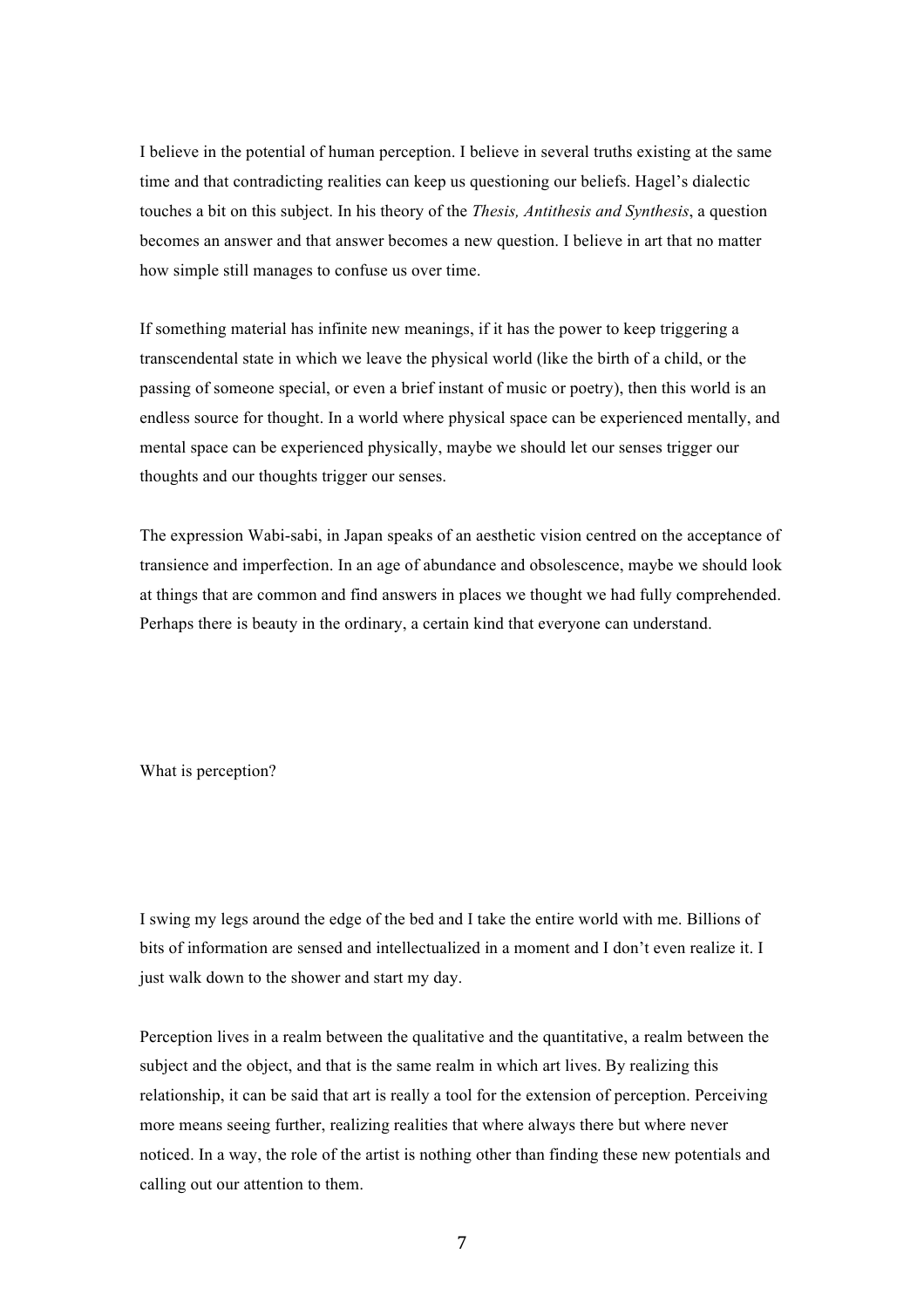I believe in the potential of human perception. I believe in several truths existing at the same time and that contradicting realities can keep us questioning our beliefs. Hagel's dialectic touches a bit on this subject. In his theory of the *Thesis, Antithesis and Synthesis*, a question becomes an answer and that answer becomes a new question. I believe in art that no matter how simple still manages to confuse us over time.

If something material has infinite new meanings, if it has the power to keep triggering a transcendental state in which we leave the physical world (like the birth of a child, or the passing of someone special, or even a brief instant of music or poetry), then this world is an endless source for thought. In a world where physical space can be experienced mentally, and mental space can be experienced physically, maybe we should let our senses trigger our thoughts and our thoughts trigger our senses.

The expression Wabi-sabi, in Japan speaks of an aesthetic vision centred on the acceptance of transience and imperfection. In an age of abundance and obsolescence, maybe we should look at things that are common and find answers in places we thought we had fully comprehended. Perhaps there is beauty in the ordinary, a certain kind that everyone can understand.

What is perception?

I swing my legs around the edge of the bed and I take the entire world with me. Billions of bits of information are sensed and intellectualized in a moment and I don't even realize it. I just walk down to the shower and start my day.

Perception lives in a realm between the qualitative and the quantitative, a realm between the subject and the object, and that is the same realm in which art lives. By realizing this relationship, it can be said that art is really a tool for the extension of perception. Perceiving more means seeing further, realizing realities that where always there but where never noticed. In a way, the role of the artist is nothing other than finding these new potentials and calling out our attention to them.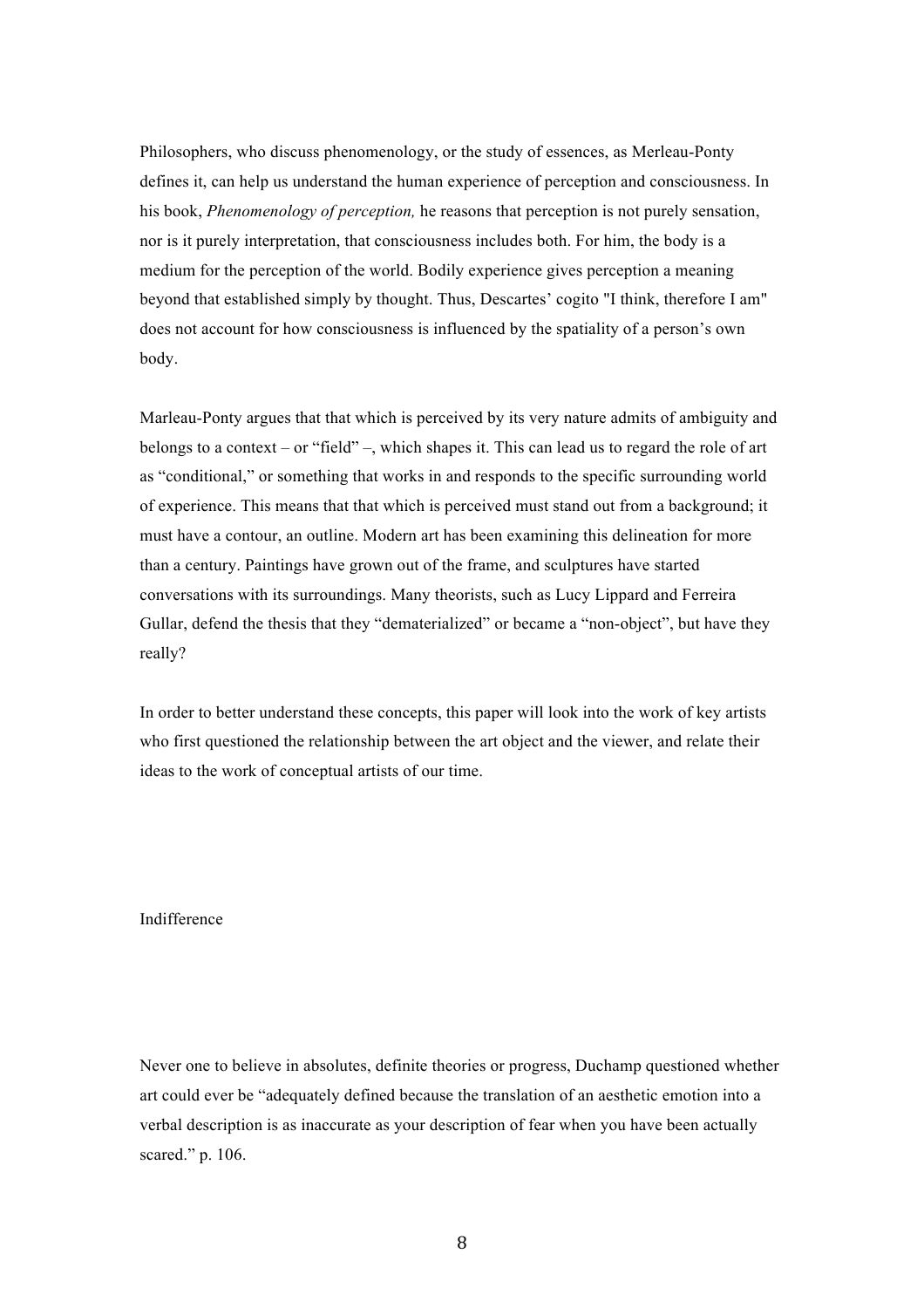Philosophers, who discuss phenomenology, or the study of essences, as Merleau-Ponty defines it, can help us understand the human experience of perception and consciousness. In his book, *Phenomenology of perception,* he reasons that perception is not purely sensation, nor is it purely interpretation, that consciousness includes both. For him, the body is a medium for the perception of the world. Bodily experience gives perception a meaning beyond that established simply by thought. Thus, Descartes' cogito "I think, therefore I am" does not account for how consciousness is influenced by the spatiality of a person's own body.

Marleau-Ponty argues that that which is perceived by its very nature admits of ambiguity and belongs to a context – or "field" –, which shapes it. This can lead us to regard the role of art as "conditional," or something that works in and responds to the specific surrounding world of experience. This means that that which is perceived must stand out from a background; it must have a contour, an outline. Modern art has been examining this delineation for more than a century. Paintings have grown out of the frame, and sculptures have started conversations with its surroundings. Many theorists, such as Lucy Lippard and Ferreira Gullar, defend the thesis that they "dematerialized" or became a "non-object", but have they really?

In order to better understand these concepts, this paper will look into the work of key artists who first questioned the relationship between the art object and the viewer, and relate their ideas to the work of conceptual artists of our time.

## Indifference

Never one to believe in absolutes, definite theories or progress, Duchamp questioned whether art could ever be "adequately defined because the translation of an aesthetic emotion into a verbal description is as inaccurate as your description of fear when you have been actually scared." p. 106.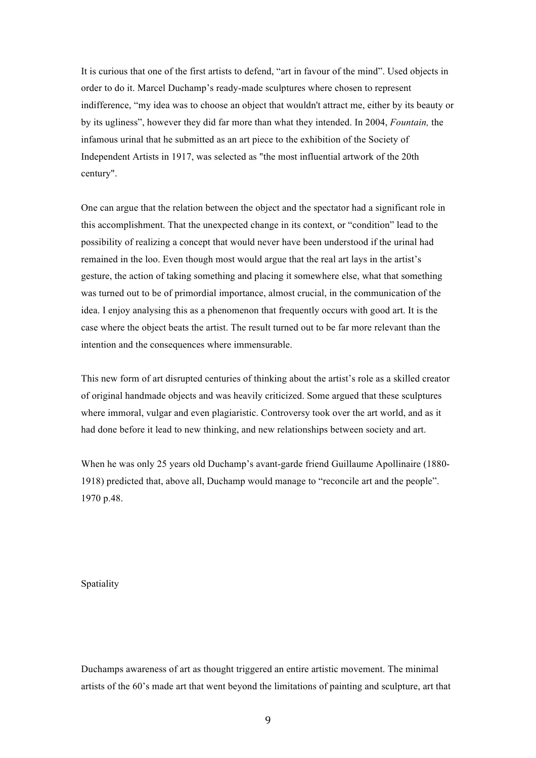It is curious that one of the first artists to defend, "art in favour of the mind". Used objects in order to do it. Marcel Duchamp's ready-made sculptures where chosen to represent indifference, "my idea was to choose an object that wouldn't attract me, either by its beauty or by its ugliness", however they did far more than what they intended. In 2004, *Fountain,* the infamous urinal that he submitted as an art piece to the exhibition of the Society of Independent Artists in 1917, was selected as "the most influential artwork of the 20th century".

One can argue that the relation between the object and the spectator had a significant role in this accomplishment. That the unexpected change in its context, or "condition" lead to the possibility of realizing a concept that would never have been understood if the urinal had remained in the loo. Even though most would argue that the real art lays in the artist's gesture, the action of taking something and placing it somewhere else, what that something was turned out to be of primordial importance, almost crucial, in the communication of the idea. I enjoy analysing this as a phenomenon that frequently occurs with good art. It is the case where the object beats the artist. The result turned out to be far more relevant than the intention and the consequences where immensurable.

This new form of art disrupted centuries of thinking about the artist's role as a skilled creator of original handmade objects and was heavily criticized. Some argued that these sculptures where immoral, vulgar and even plagiaristic. Controversy took over the art world, and as it had done before it lead to new thinking, and new relationships between society and art.

When he was only 25 years old Duchamp's avant-garde friend Guillaume Apollinaire (1880-1918) predicted that, above all, Duchamp would manage to "reconcile art and the people". 1970 p.48.

## Spatiality

Duchamps awareness of art as thought triggered an entire artistic movement. The minimal artists of the 60's made art that went beyond the limitations of painting and sculpture, art that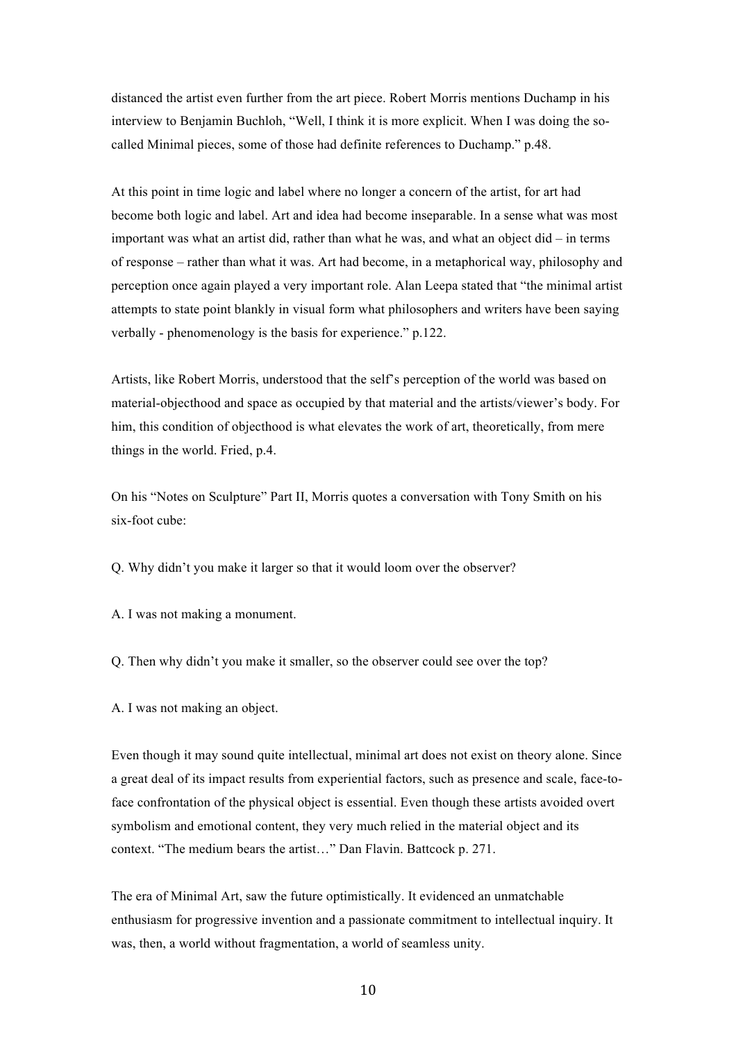distanced the artist even further from the art piece. Robert Morris mentions Duchamp in his interview to Benjamin Buchloh, "Well, I think it is more explicit. When I was doing the so-called Minimal pieces, some of those had definite references to Duchamp." p.48.

At this point in time logic and label where no longer a concern of the artist, for art had become both logic and label. Art and idea had become inseparable. In a sense what was most important was what an artist did, rather than what he was, and what an object did – in terms of response – rather than what it was. Art had become, in a metaphorical way, philosophy and perception once again played a very important role. Alan Leepa stated that "the minimal artist attempts to state point blankly in visual form what philosophers and writers have been saying verbally - phenomenology is the basis for experience." p.122.

Artists, like Robert Morris, understood that the self's perception of the world was based on material-objecthood and space as occupied by that material and the artists/viewer's body. For him, this condition of objecthood is what elevates the work of art, theoretically, from mere things in the world. Fried, p.4.

On his "Notes on Sculpture" Part II, Morris quotes a conversation with Tony Smith on his six-foot cube:

Q. Why didn't you make it larger so that it would loom over the observer?

A. I was not making a monument.

Q. Then why didn't you make it smaller, so the observer could see over the top?

A. I was not making an object.

Even though it may sound quite intellectual, minimal art does not exist on theory alone. Since a great deal of its impact results from experiential factors, such as presence and scale, face-to-face confrontation of the physical object is essential. Even though these artists avoided overt symbolism and emotional content, they very much relied in the material object and its context. "The medium bears the artist…" Dan Flavin. Battcock p. 271.

The era of Minimal Art, saw the future optimistically. It evidenced an unmatchable enthusiasm for progressive invention and a passionate commitment to intellectual inquiry. It was, then, a world without fragmentation, a world of seamless unity.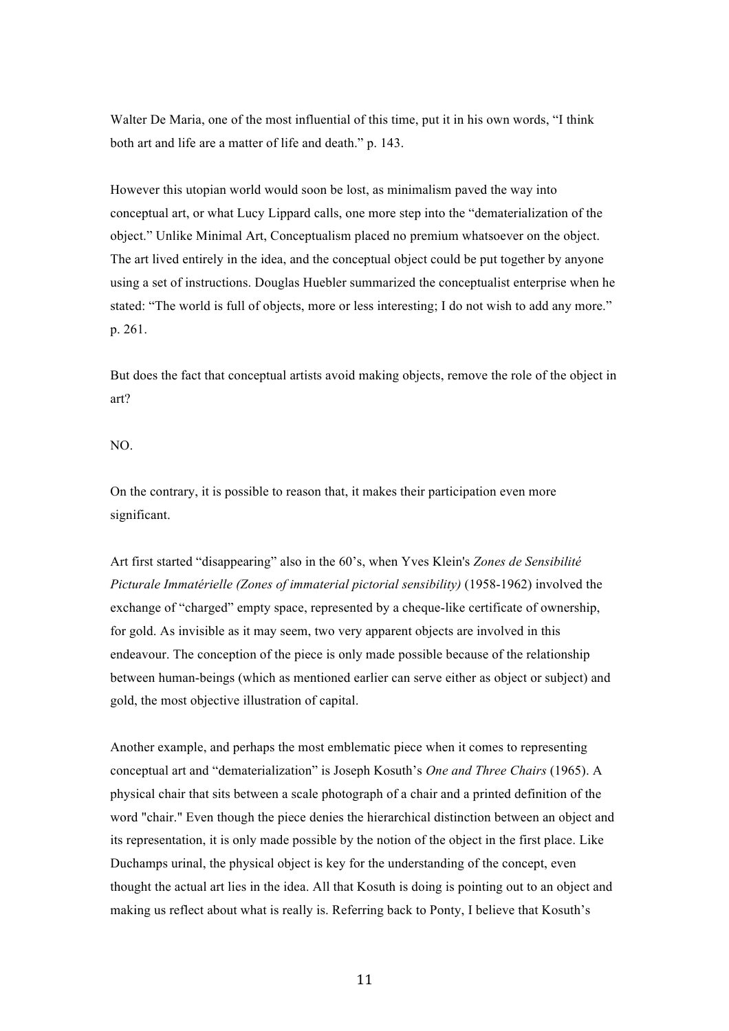Walter De Maria, one of the most influential of this time, put it in his own words, “I think both art and life are a matter of life and death.” p. 143.

However this utopian world would soon be lost, as minimalism paved the way into conceptual art, or what Lucy Lippard calls, one more step into the “dematerialization of the object.” Unlike Minimal Art, Conceptualism placed no premium whatsoever on the object. The art lived entirely in the idea, and the conceptual object could be put together by anyone using a set of instructions. Douglas Huebler summarized the conceptualist enterprise when he stated: “The world is full of objects, more or less interesting; I do not wish to add any more.” p. 261.

But does the fact that conceptual artists avoid making objects, remove the role of the object in art?

NO.

On the contrary, it is possible to reason that, it makes their participation even more significant.

Art first started “disappearing” also in the 60’s, when Yves Klein's *Zones de Sensibilité Picturale Immatérielle (Zones of immaterial pictorial sensibility)* (1958-1962) involved the exchange of “charged” empty space, represented by a cheque-like certificate of ownership, for gold. As invisible as it may seem, two very apparent objects are involved in this endeavour. The conception of the piece is only made possible because of the relationship between human-beings (which as mentioned earlier can serve either as object or subject) and gold, the most objective illustration of capital.

Another example, and perhaps the most emblematic piece when it comes to representing conceptual art and “dematerialization” is Joseph Kosuth’s *One and Three Chairs* (1965). A physical chair that sits between a scale photograph of a chair and a printed definition of the word "chair." Even though the piece denies the hierarchical distinction between an object and its representation, it is only made possible by the notion of the object in the first place. Like Duchamps urinal, the physical object is key for the understanding of the concept, even thought the actual art lies in the idea. All that Kosuth is doing is pointing out to an object and making us reflect about what is really is. Referring back to Ponty, I believe that Kosuth’s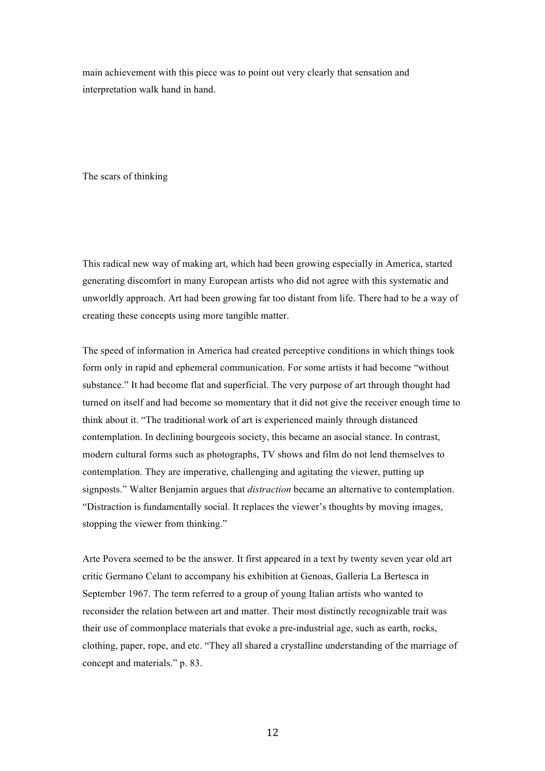main achievement with this piece was to point out very clearly that sensation and interpretation walk hand in hand.

## The scars of thinking

This radical new way of making art, which had been growing especially in America, started generating discomfort in many European artists who did not agree with this systematic and unworldly approach. Art had been growing far too distant from life. There had to be a way of creating these concepts using more tangible matter.

The speed of information in America had created perceptive conditions in which things took form only in rapid and ephemeral communication. For some artists it had become "without substance." It had become flat and superficial. The very purpose of art through thought had turned on itself and had become so momentary that it did not give the receiver enough time to think about it. "The traditional work of art is experienced mainly through distanced contemplation. In declining bourgeois society, this became an asocial stance. In contrast, modern cultural forms such as photographs, TV shows and film do not lend themselves to contemplation. They are imperative, challenging and agitating the viewer, putting up signposts." Walter Benjamin argues that *distraction* became an alternative to contemplation. "Distraction is fundamentally social. It replaces the viewer's thoughts by moving images, stopping the viewer from thinking."

Arte Povera seemed to be the answer. It first appeared in a text by twenty seven year old art critic Germano Celant to accompany his exhibition at Genoas, Galleria La Bertesca in September 1967. The term referred to a group of young Italian artists who wanted to reconsider the relation between art and matter. Their most distinctly recognizable trait was their use of commonplace materials that evoke a pre-industrial age, such as earth, rocks, clothing, paper, rope, and etc. "They all shared a crystalline understanding of the marriage of concept and materials." p. 83.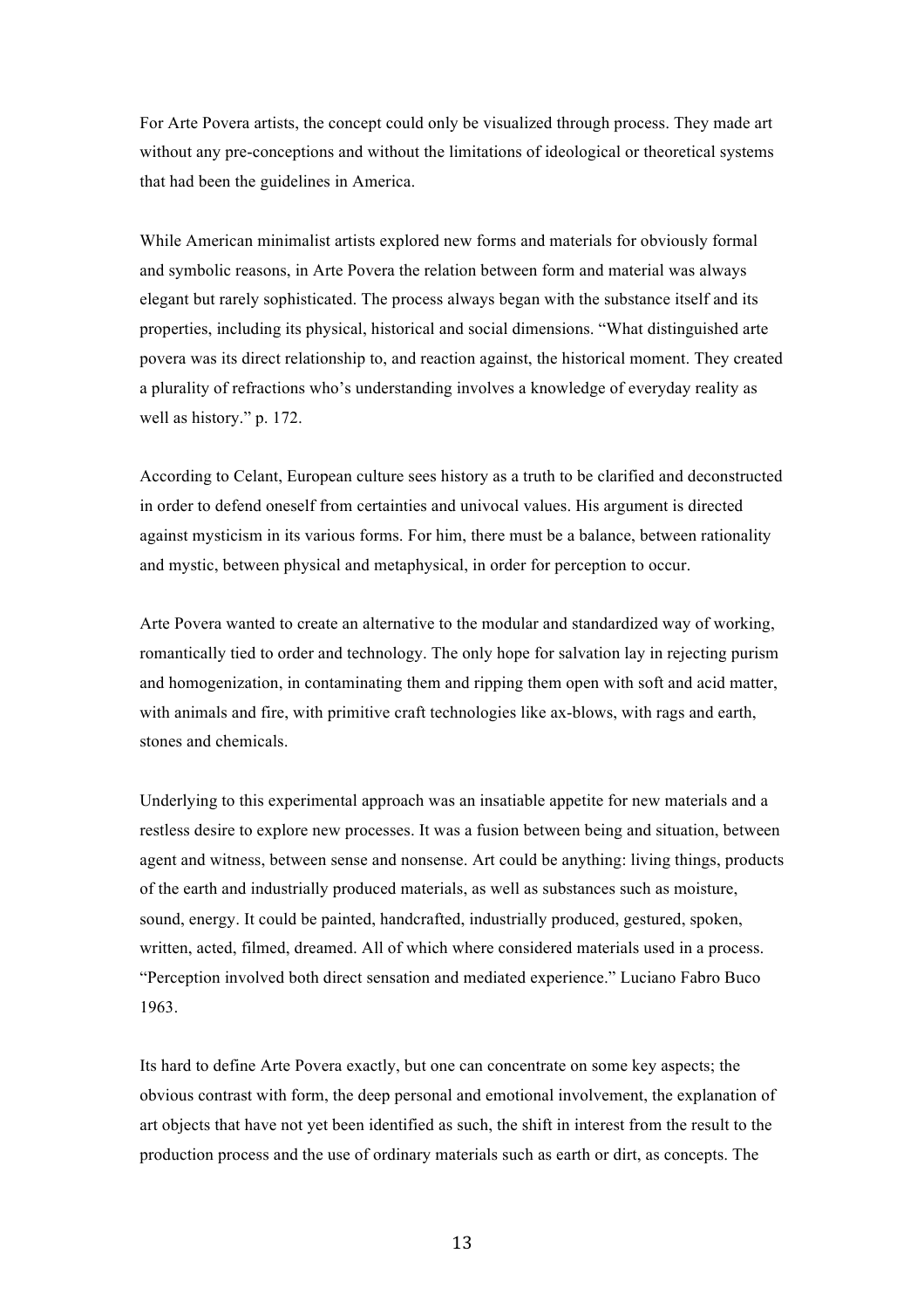For Arte Povera artists, the concept could only be visualized through process. They made art without any pre-conceptions and without the limitations of ideological or theoretical systems that had been the guidelines in America.

While American minimalist artists explored new forms and materials for obviously formal and symbolic reasons, in Arte Povera the relation between form and material was always elegant but rarely sophisticated. The process always began with the substance itself and its properties, including its physical, historical and social dimensions. "What distinguished arte povera was its direct relationship to, and reaction against, the historical moment. They created a plurality of refractions who's understanding involves a knowledge of everyday reality as well as history." p. 172.

According to Celant, European culture sees history as a truth to be clarified and deconstructed in order to defend oneself from certainties and univocal values. His argument is directed against mysticism in its various forms. For him, there must be a balance, between rationality and mystic, between physical and metaphysical, in order for perception to occur.

Arte Povera wanted to create an alternative to the modular and standardized way of working, romantically tied to order and technology. The only hope for salvation lay in rejecting purism and homogenization, in contaminating them and ripping them open with soft and acid matter, with animals and fire, with primitive craft technologies like ax-blows, with rags and earth, stones and chemicals.

Underlying to this experimental approach was an insatiable appetite for new materials and a restless desire to explore new processes. It was a fusion between being and situation, between agent and witness, between sense and nonsense. Art could be anything: living things, products of the earth and industrially produced materials, as well as substances such as moisture, sound, energy. It could be painted, handcrafted, industrially produced, gestured, spoken, written, acted, filmed, dreamed. All of which where considered materials used in a process. "Perception involved both direct sensation and mediated experience." Luciano Fabro Buco 1963.

Its hard to define Arte Povera exactly, but one can concentrate on some key aspects; the obvious contrast with form, the deep personal and emotional involvement, the explanation of art objects that have not yet been identified as such, the shift in interest from the result to the production process and the use of ordinary materials such as earth or dirt, as concepts. The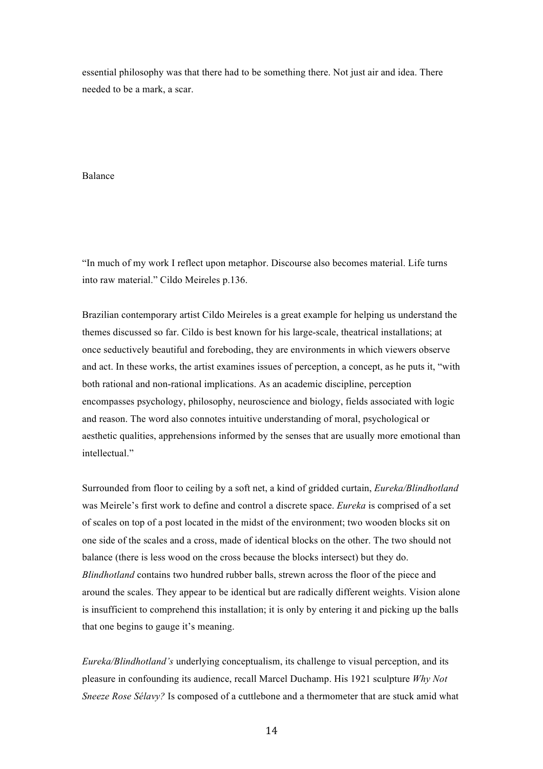essential philosophy was that there had to be something there. Not just air and idea. There needed to be a mark, a scar.

## Balance

"In much of my work I reflect upon metaphor. Discourse also becomes material. Life turns into raw material." Cildo Meireles p.136.

Brazilian contemporary artist Cildo Meireles is a great example for helping us understand the themes discussed so far. Cildo is best known for his large-scale, theatrical installations; at once seductively beautiful and foreboding, they are environments in which viewers observe and act. In these works, the artist examines issues of perception, a concept, as he puts it, "with both rational and non-rational implications. As an academic discipline, perception encompasses psychology, philosophy, neuroscience and biology, fields associated with logic and reason. The word also connotes intuitive understanding of moral, psychological or aesthetic qualities, apprehensions informed by the senses that are usually more emotional than intellectual."

Surrounded from floor to ceiling by a soft net, a kind of gridded curtain, *Eureka/Blindhotland* was Meirele's first work to define and control a discrete space. *Eureka* is comprised of a set of scales on top of a post located in the midst of the environment; two wooden blocks sit on one side of the scales and a cross, made of identical blocks on the other. The two should not balance (there is less wood on the cross because the blocks intersect) but they do. *Blindhotland* contains two hundred rubber balls, strewn across the floor of the piece and around the scales. They appear to be identical but are radically different weights. Vision alone is insufficient to comprehend this installation; it is only by entering it and picking up the balls that one begins to gauge it's meaning.

*Eureka/Blindhotland's* underlying conceptualism, its challenge to visual perception, and its pleasure in confounding its audience, recall Marcel Duchamp. His 1921 sculpture *Why Not Sneeze Rose Sélavy?* Is composed of a cuttlebone and a thermometer that are stuck amid what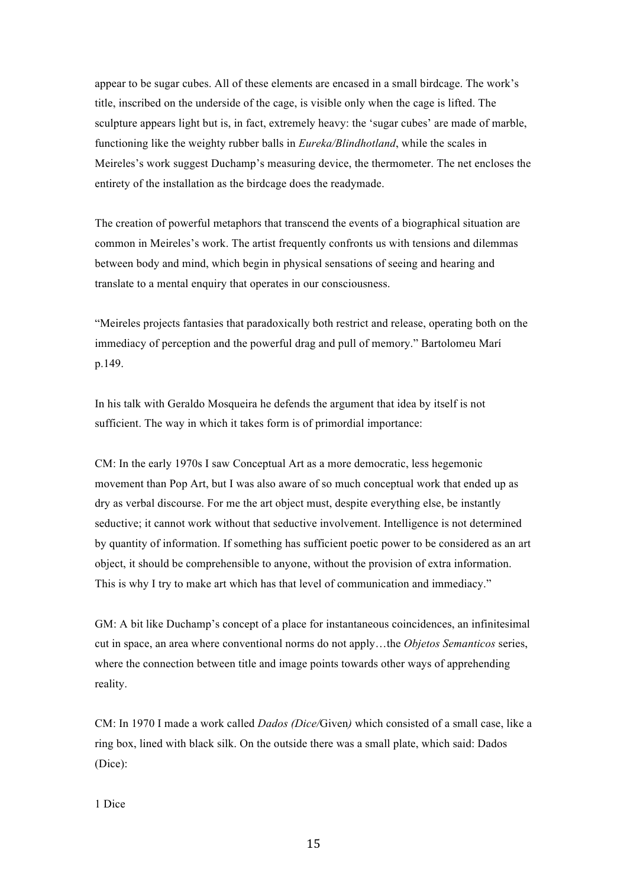appear to be sugar cubes. All of these elements are encased in a small birdcage. The work's title, inscribed on the underside of the cage, is visible only when the cage is lifted. The sculpture appears light but is, in fact, extremely heavy: the 'sugar cubes' are made of marble, functioning like the weighty rubber balls in *Eureka/Blindhotland*, while the scales in Meireles's work suggest Duchamp's measuring device, the thermometer. The net encloses the entirety of the installation as the birdcage does the readymade.

The creation of powerful metaphors that transcend the events of a biographical situation are common in Meireles's work. The artist frequently confronts us with tensions and dilemmas between body and mind, which begin in physical sensations of seeing and hearing and translate to a mental enquiry that operates in our consciousness.

"Meireles projects fantasies that paradoxically both restrict and release, operating both on the immediacy of perception and the powerful drag and pull of memory." Bartolomeu Marí p.149.

In his talk with Geraldo Mosqueira he defends the argument that idea by itself is not sufficient. The way in which it takes form is of primordial importance:

CM: In the early 1970s I saw Conceptual Art as a more democratic, less hegemonic movement than Pop Art, but I was also aware of so much conceptual work that ended up as dry as verbal discourse. For me the art object must, despite everything else, be instantly seductive; it cannot work without that seductive involvement. Intelligence is not determined by quantity of information. If something has sufficient poetic power to be considered as an art object, it should be comprehensible to anyone, without the provision of extra information. This is why I try to make art which has that level of communication and immediacy."

GM: A bit like Duchamp's concept of a place for instantaneous coincidences, an infinitesimal cut in space, an area where conventional norms do not apply…the *Objetos Semanticos* series, where the connection between title and image points towards other ways of apprehending reality.

CM: In 1970 I made a work called *Dados (Dice/*Given*)* which consisted of a small case, like a ring box, lined with black silk. On the outside there was a small plate, which said: Dados (Dice):

1 Dice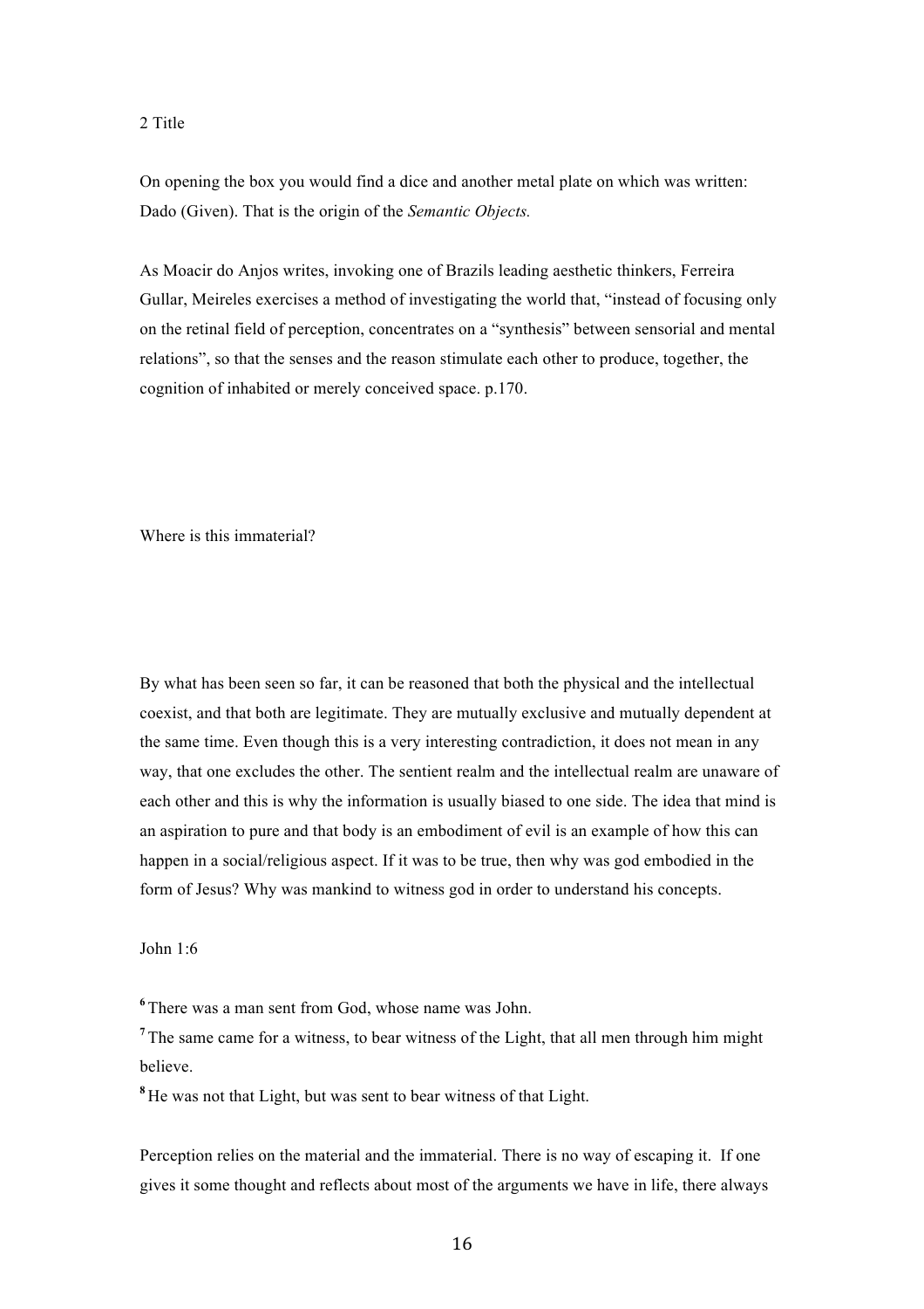2 Title

On opening the box you would find a dice and another metal plate on which was written: Dado (Given). That is the origin of the *Semantic Objects.*

As Moacir do Anjos writes, invoking one of Brazils leading aesthetic thinkers, Ferreira Gullar, Meireles exercises a method of investigating the world that, "instead of focusing only on the retinal field of perception, concentrates on a "synthesis" between sensorial and mental relations", so that the senses and the reason stimulate each other to produce, together, the cognition of inhabited or merely conceived space. p.170.

Where is this immaterial?

By what has been seen so far, it can be reasoned that both the physical and the intellectual coexist, and that both are legitimate. They are mutually exclusive and mutually dependent at the same time. Even though this is a very interesting contradiction, it does not mean in any way, that one excludes the other. The sentient realm and the intellectual realm are unaware of each other and this is why the information is usually biased to one side. The idea that mind is an aspiration to pure and that body is an embodiment of evil is an example of how this can happen in a social/religious aspect. If it was to be true, then why was god embodied in the form of Jesus? Why was mankind to witness god in order to understand his concepts.

John 1:6

**6** There was a man sent from God, whose name was John.
**7** The same came for a witness, to bear witness of the Light, that all men through him might believe.
**8** He was not that Light, but was sent to bear witness of that Light.

Perception relies on the material and the immaterial. There is no way of escaping it. If one gives it some thought and reflects about most of the arguments we have in life, there always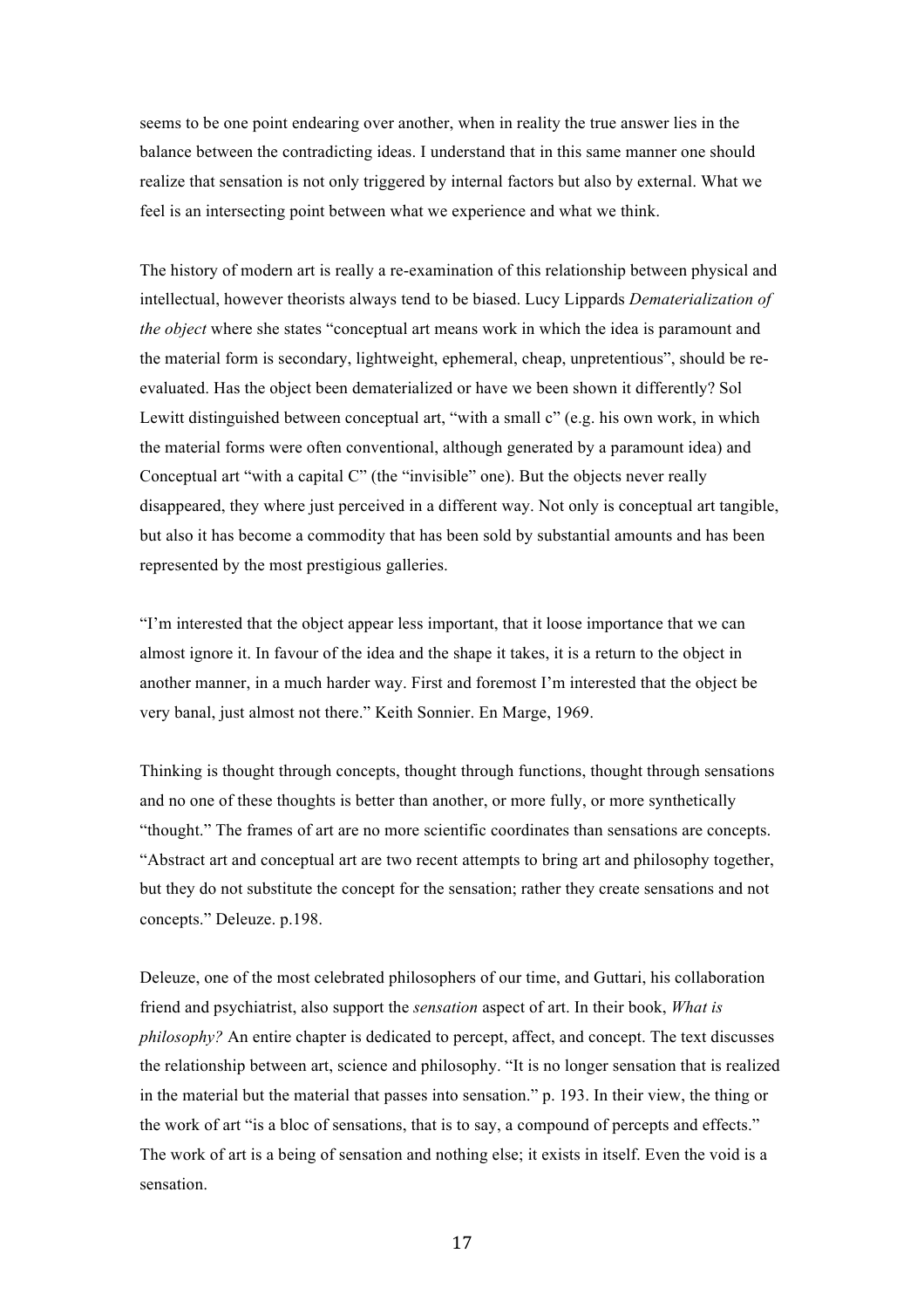seems to be one point endearing over another, when in reality the true answer lies in the balance between the contradicting ideas. I understand that in this same manner one should realize that sensation is not only triggered by internal factors but also by external. What we feel is an intersecting point between what we experience and what we think.

The history of modern art is really a re-examination of this relationship between physical and intellectual, however theorists always tend to be biased. Lucy Lippards *Dematerialization of the object* where she states "conceptual art means work in which the idea is paramount and the material form is secondary, lightweight, ephemeral, cheap, unpretentious", should be re-evaluated. Has the object been dematerialized or have we been shown it differently? Sol Lewitt distinguished between conceptual art, "with a small c" (e.g. his own work, in which the material forms were often conventional, although generated by a paramount idea) and Conceptual art "with a capital C" (the "invisible" one). But the objects never really disappeared, they where just perceived in a different way. Not only is conceptual art tangible, but also it has become a commodity that has been sold by substantial amounts and has been represented by the most prestigious galleries.

"I'm interested that the object appear less important, that it loose importance that we can almost ignore it. In favour of the idea and the shape it takes, it is a return to the object in another manner, in a much harder way. First and foremost I'm interested that the object be very banal, just almost not there." Keith Sonnier. En Marge, 1969.

Thinking is thought through concepts, thought through functions, thought through sensations and no one of these thoughts is better than another, or more fully, or more synthetically "thought." The frames of art are no more scientific coordinates than sensations are concepts. "Abstract art and conceptual art are two recent attempts to bring art and philosophy together, but they do not substitute the concept for the sensation; rather they create sensations and not concepts." Deleuze. p.198.

Deleuze, one of the most celebrated philosophers of our time, and Guttari, his collaboration friend and psychiatrist, also support the *sensation* aspect of art. In their book, *What is philosophy?* An entire chapter is dedicated to percept, affect, and concept. The text discusses the relationship between art, science and philosophy. "It is no longer sensation that is realized in the material but the material that passes into sensation." p. 193. In their view, the thing or the work of art "is a bloc of sensations, that is to say, a compound of percepts and effects." The work of art is a being of sensation and nothing else; it exists in itself. Even the void is a sensation.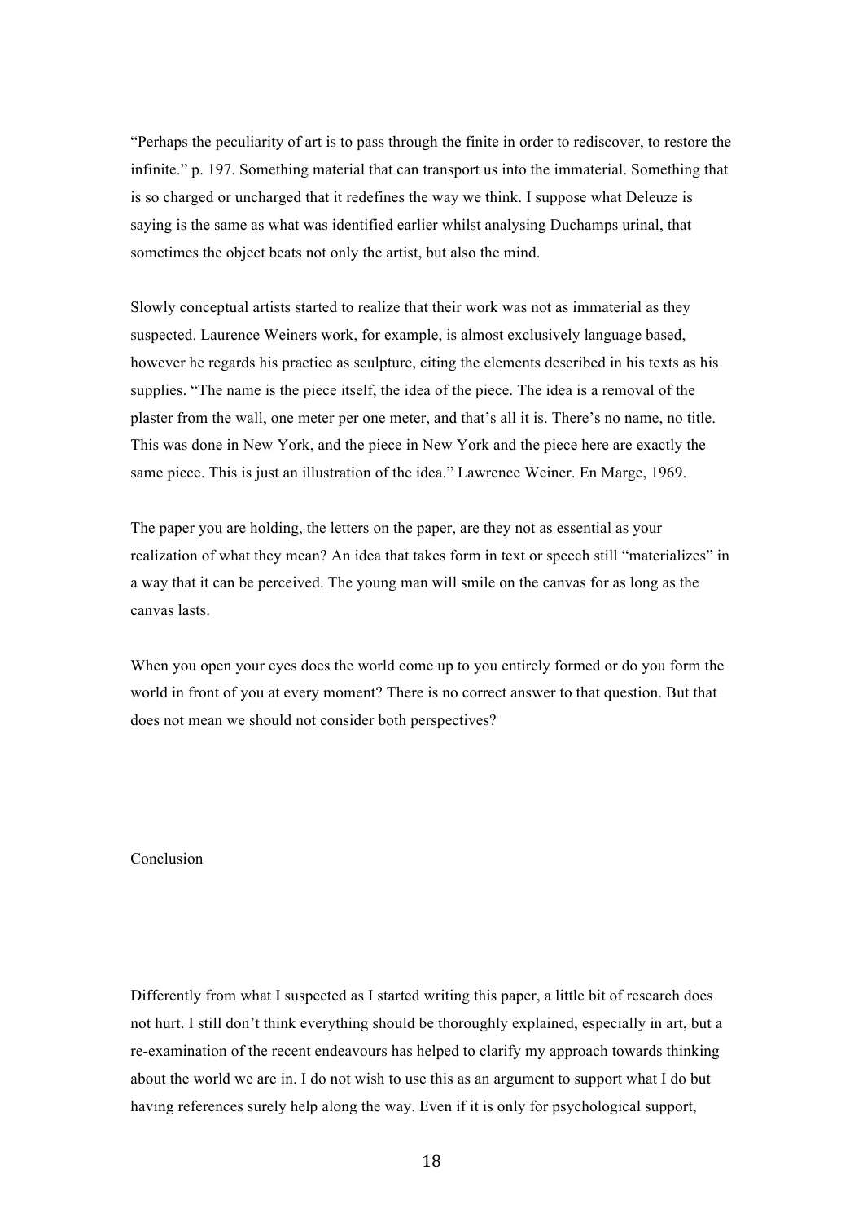"Perhaps the peculiarity of art is to pass through the finite in order to rediscover, to restore the infinite." p. 197. Something material that can transport us into the immaterial. Something that is so charged or uncharged that it redefines the way we think. I suppose what Deleuze is saying is the same as what was identified earlier whilst analysing Duchamps urinal, that sometimes the object beats not only the artist, but also the mind.

Slowly conceptual artists started to realize that their work was not as immaterial as they suspected. Laurence Weiners work, for example, is almost exclusively language based, however he regards his practice as sculpture, citing the elements described in his texts as his supplies. "The name is the piece itself, the idea of the piece. The idea is a removal of the plaster from the wall, one meter per one meter, and that's all it is. There's no name, no title. This was done in New York, and the piece in New York and the piece here are exactly the same piece. This is just an illustration of the idea." Lawrence Weiner. En Marge, 1969.

The paper you are holding, the letters on the paper, are they not as essential as your realization of what they mean? An idea that takes form in text or speech still "materializes" in a way that it can be perceived. The young man will smile on the canvas for as long as the canvas lasts.

When you open your eyes does the world come up to you entirely formed or do you form the world in front of you at every moment? There is no correct answer to that question. But that does not mean we should not consider both perspectives?

## Conclusion

Differently from what I suspected as I started writing this paper, a little bit of research does not hurt. I still don't think everything should be thoroughly explained, especially in art, but a re-examination of the recent endeavours has helped to clarify my approach towards thinking about the world we are in. I do not wish to use this as an argument to support what I do but having references surely help along the way. Even if it is only for psychological support,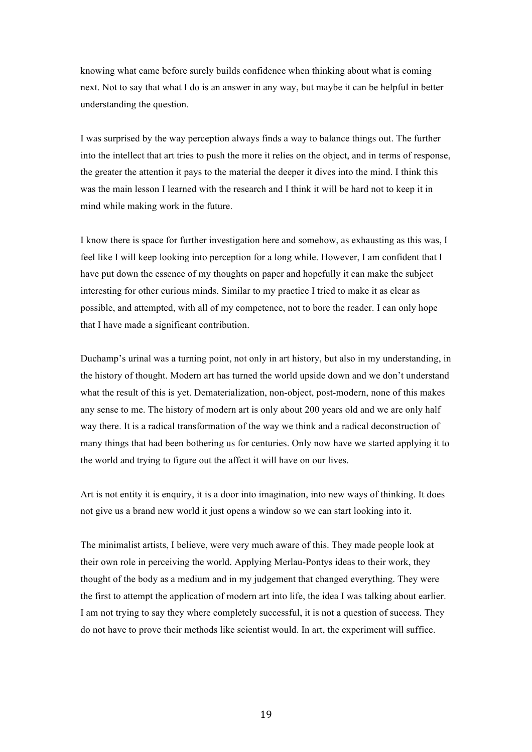knowing what came before surely builds confidence when thinking about what is coming next. Not to say that what I do is an answer in any way, but maybe it can be helpful in better understanding the question.

I was surprised by the way perception always finds a way to balance things out. The further into the intellect that art tries to push the more it relies on the object, and in terms of response, the greater the attention it pays to the material the deeper it dives into the mind. I think this was the main lesson I learned with the research and I think it will be hard not to keep it in mind while making work in the future.

I know there is space for further investigation here and somehow, as exhausting as this was, I feel like I will keep looking into perception for a long while. However, I am confident that I have put down the essence of my thoughts on paper and hopefully it can make the subject interesting for other curious minds. Similar to my practice I tried to make it as clear as possible, and attempted, with all of my competence, not to bore the reader. I can only hope that I have made a significant contribution.

Duchamp's urinal was a turning point, not only in art history, but also in my understanding, in the history of thought. Modern art has turned the world upside down and we don't understand what the result of this is yet. Dematerialization, non-object, post-modern, none of this makes any sense to me. The history of modern art is only about 200 years old and we are only half way there. It is a radical transformation of the way we think and a radical deconstruction of many things that had been bothering us for centuries. Only now have we started applying it to the world and trying to figure out the affect it will have on our lives.

Art is not entity it is enquiry, it is a door into imagination, into new ways of thinking. It does not give us a brand new world it just opens a window so we can start looking into it.

The minimalist artists, I believe, were very much aware of this. They made people look at their own role in perceiving the world. Applying Merlau-Pontys ideas to their work, they thought of the body as a medium and in my judgement that changed everything. They were the first to attempt the application of modern art into life, the idea I was talking about earlier. I am not trying to say they where completely successful, it is not a question of success. They do not have to prove their methods like scientist would. In art, the experiment will suffice.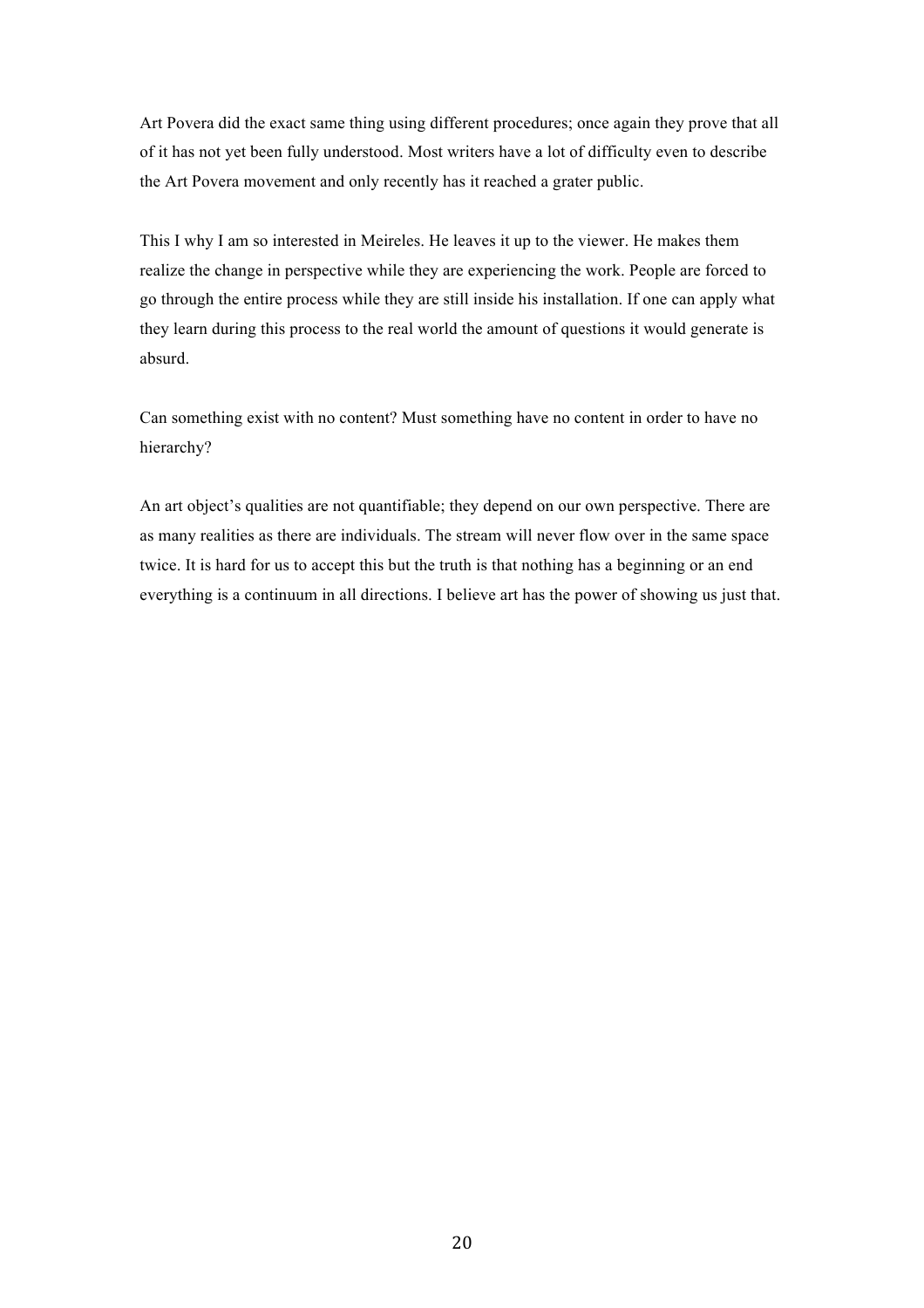Art Povera did the exact same thing using different procedures; once again they prove that all of it has not yet been fully understood. Most writers have a lot of difficulty even to describe the Art Povera movement and only recently has it reached a grater public.

This I why I am so interested in Meireles. He leaves it up to the viewer. He makes them realize the change in perspective while they are experiencing the work. People are forced to go through the entire process while they are still inside his installation. If one can apply what they learn during this process to the real world the amount of questions it would generate is absurd.

Can something exist with no content? Must something have no content in order to have no hierarchy?

An art object's qualities are not quantifiable; they depend on our own perspective. There are as many realities as there are individuals. The stream will never flow over in the same space twice. It is hard for us to accept this but the truth is that nothing has a beginning or an end everything is a continuum in all directions. I believe art has the power of showing us just that.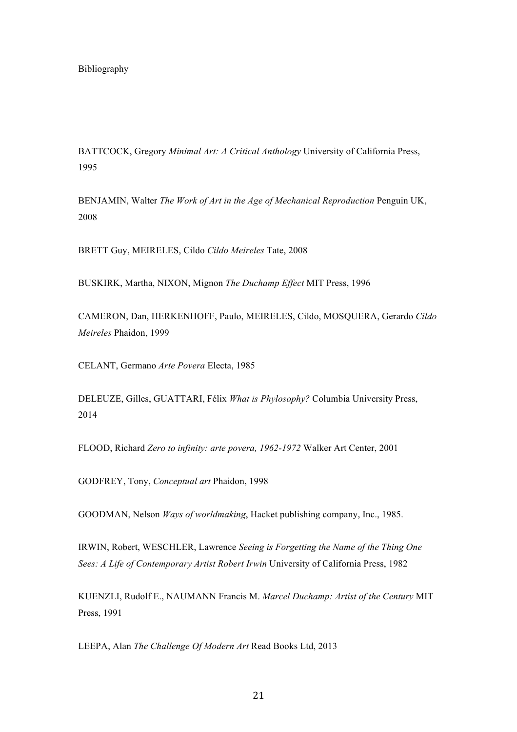# Bibliography

BATTCOCK, Gregory *Minimal Art: A Critical Anthology* University of California Press, 1995

BENJAMIN, Walter *The Work of Art in the Age of Mechanical Reproduction* Penguin UK, 2008

BRETT Guy, MEIRELES, Cildo *Cildo Meireles* Tate, 2008

BUSKIRK, Martha, NIXON, Mignon *The Duchamp Effect* MIT Press, 1996

CAMERON, Dan, HERKENHOFF, Paulo, MEIRELES, Cildo, MOSQUERA, Gerardo *Cildo Meireles* Phaidon, 1999

CELANT, Germano *Arte Povera* Electa, 1985

DELEUZE, Gilles, GUATTARI, Félix *What is Phylosophy?* Columbia University Press, 2014

FLOOD, Richard *Zero to infinity: arte povera, 1962-1972* Walker Art Center, 2001

GODFREY, Tony, *Conceptual art* Phaidon, 1998

GOODMAN, Nelson *Ways of worldmaking*, Hacket publishing company, Inc., 1985.

IRWIN, Robert, WESCHLER, Lawrence *Seeing is Forgetting the Name of the Thing One Sees: A Life of Contemporary Artist Robert Irwin* University of California Press, 1982

KUENZLI, Rudolf E., NAUMANN Francis M. *Marcel Duchamp: Artist of the Century* MIT Press, 1991

LEEPA, Alan *The Challenge Of Modern Art* Read Books Ltd, 2013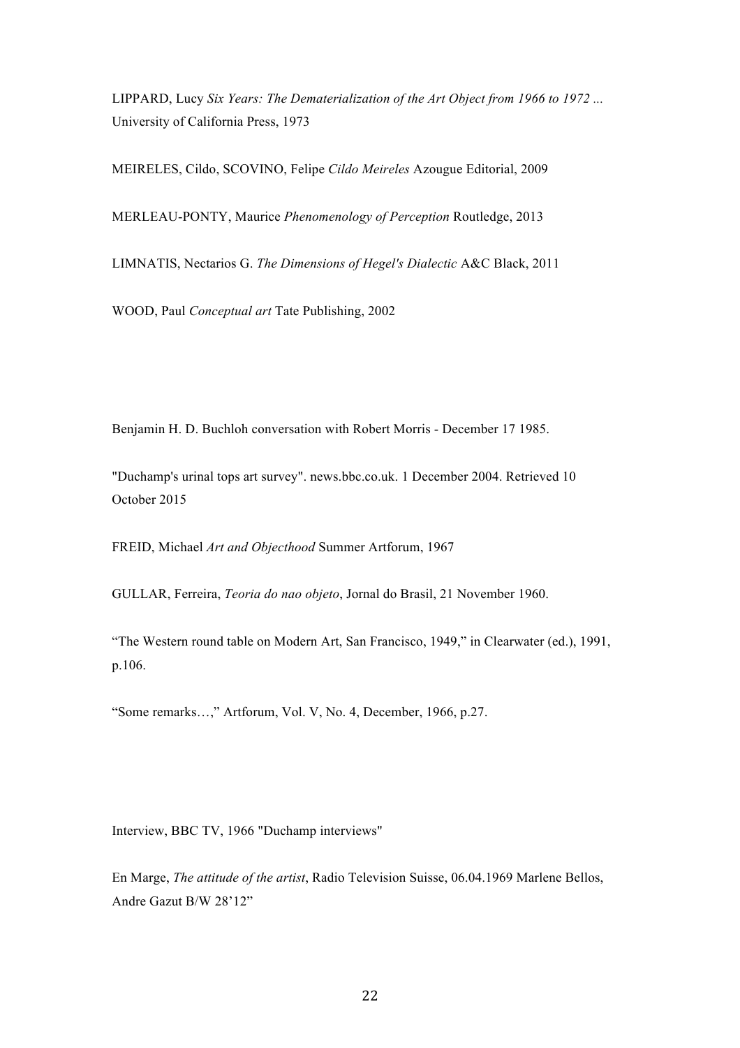LIPPARD, Lucy *Six Years: The Dematerialization of the Art Object from 1966 to 1972 ...* University of California Press, 1973

MEIRELES, Cildo, SCOVINO, Felipe *Cildo Meireles* Azougue Editorial, 2009

MERLEAU-PONTY, Maurice *Phenomenology of Perception* Routledge, 2013

LIMNATIS, Nectarios G. *The Dimensions of Hegel's Dialectic* A&C Black, 2011

WOOD, Paul *Conceptual art* Tate Publishing, 2002

Benjamin H. D. Buchloh conversation with Robert Morris - December 17 1985.

"Duchamp's urinal tops art survey". news.bbc.co.uk. 1 December 2004. Retrieved 10 October 2015

FREID, Michael *Art and Objecthood* Summer Artforum, 1967

GULLAR, Ferreira, *Teoria do nao objeto*, Jornal do Brasil, 21 November 1960.

"The Western round table on Modern Art, San Francisco, 1949," in Clearwater (ed.), 1991, p.106.

"Some remarks…," Artforum, Vol. V, No. 4, December, 1966, p.27.

Interview, BBC TV, 1966 "Duchamp interviews"

En Marge, *The attitude of the artist*, Radio Television Suisse, 06.04.1969 Marlene Bellos, Andre Gazut B/W 28'12"